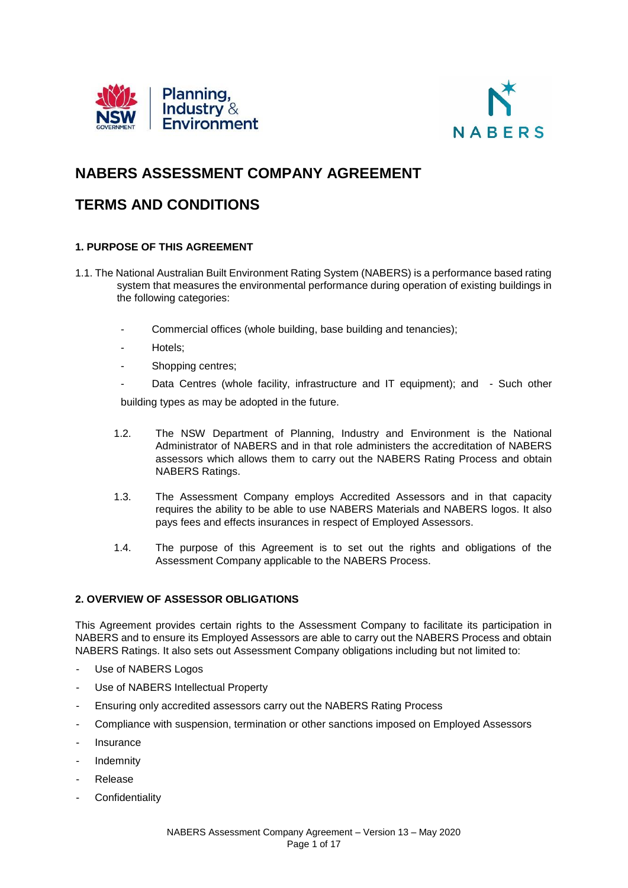# NABERS ASSESSMENT COMPANY AGREEMENT

# TERMS AND CONDITIONS

### 1. PURPOSE OF THIS AGREEMENT

1.1. The National Australian Built Environment Rating System (NABERS) is a performance based rating system that measures the environmental performance during operation of existing buildings in the following categories:

- Commercial offices (whole building, base building and tenancies);
- Hotels;
- Shopping centres;
- Data Centres (whole facility, infrastructure and IT equipment); and
- Such other building types as may be adopted in the future.

1.2. The NSW Department of Planning, Industry and Environment is the National Administrator of NABERS and in that role administers the accreditation of NABERS assessors which allows them to carry out the NABERS Rating Process and obtain NABERS Ratings.

1.3. The Assessment Company employs Accredited Assessors and in that capacity requires the ability to be able to use NABERS Materials and NABERS logos. It also pays fees and effects insurances in respect of Employed Assessors.

1.4. The purpose of this Agreement is to set out the rights and obligations of the Assessment Company applicable to the NABERS Process.

### 2. OVERVIEW OF ASSESSOR OBLIGATIONS

This Agreement provides certain rights to the Assessment Company to facilitate its participation in NABERS and to ensure its Employed Assessors are able to carry out the NABERS Process and obtain NABERS Ratings. It also sets out Assessment Company obligations including but not limited to:

- Use of NABERS Logos
- Use of NABERS Intellectual Property
- Ensuring only accredited assessors carry out the NABERS Rating Process
- Compliance with suspension, termination or other sanctions imposed on Employed Assessors
- Insurance
- Indemnity
- Release
- Confidentiality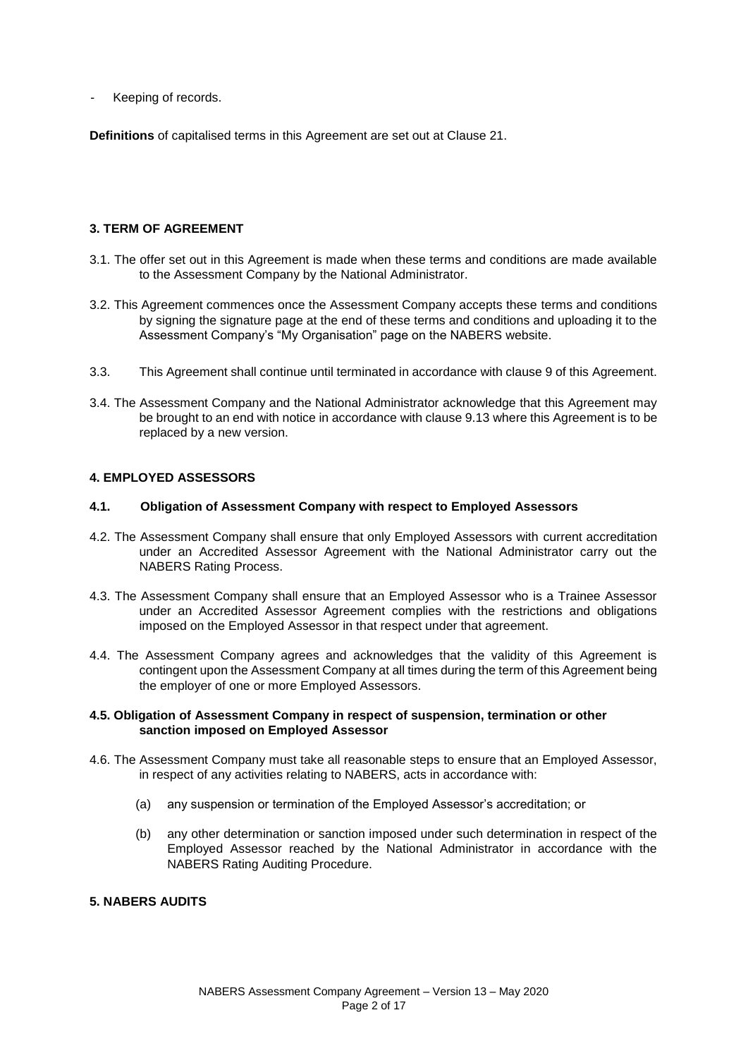- Keeping of records.

**Definitions** of capitalised terms in this Agreement are set out at Clause 21.

### 3. TERM OF AGREEMENT

3.1. The offer set out in this Agreement is made when these terms and conditions are made available to the Assessment Company by the National Administrator.

3.2. This Agreement commences once the Assessment Company accepts these terms and conditions by signing the signature page at the end of these terms and conditions and uploading it to the Assessment Company's "My Organisation" page on the NABERS website.

3.3. This Agreement shall continue until terminated in accordance with clause 9 of this Agreement.

3.4. The Assessment Company and the National Administrator acknowledge that this Agreement may be brought to an end with notice in accordance with clause 9.13 where this Agreement is to be replaced by a new version.

### 4. EMPLOYED ASSESSORS

#### 4.1. Obligation of Assessment Company with respect to Employed Assessors

4.2. The Assessment Company shall ensure that only Employed Assessors with current accreditation under an Accredited Assessor Agreement with the National Administrator carry out the NABERS Rating Process.

4.3. The Assessment Company shall ensure that an Employed Assessor who is a Trainee Assessor under an Accredited Assessor Agreement complies with the restrictions and obligations imposed on the Employed Assessor in that respect under that agreement.

4.4. The Assessment Company agrees and acknowledges that the validity of this Agreement is contingent upon the Assessment Company at all times during the term of this Agreement being the employer of one or more Employed Assessors.

#### 4.5. Obligation of Assessment Company in respect of suspension, termination or other sanction imposed on Employed Assessor

4.6. The Assessment Company must take all reasonable steps to ensure that an Employed Assessor, in respect of any activities relating to NABERS, acts in accordance with:

(a) any suspension or termination of the Employed Assessor's accreditation; or

(b) any other determination or sanction imposed under such determination in respect of the Employed Assessor reached by the National Administrator in accordance with the NABERS Rating Auditing Procedure.

### 5. NABERS AUDITS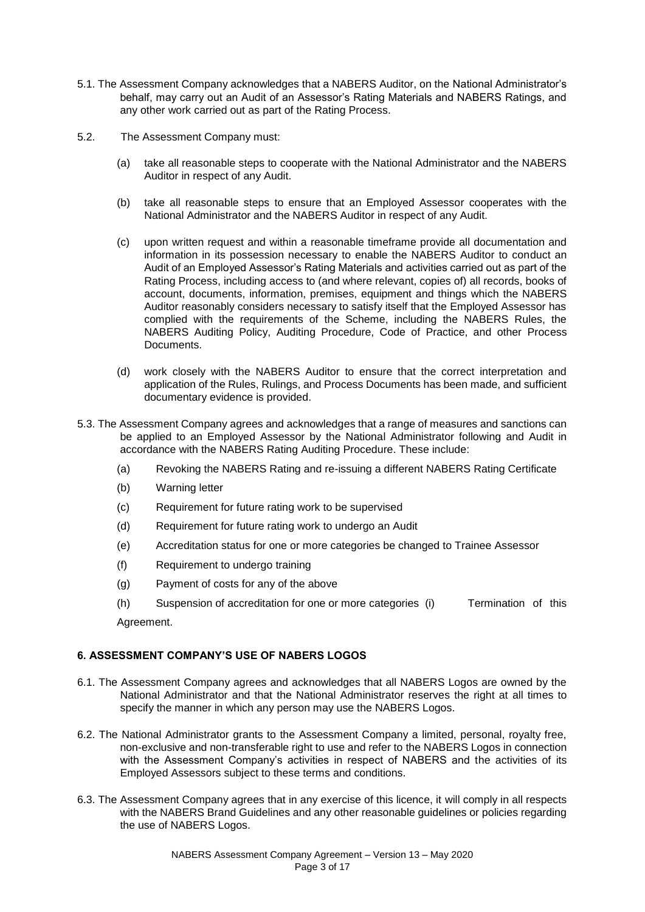5.1. The Assessment Company acknowledges that a NABERS Auditor, on the National Administrator's behalf, may carry out an Audit of an Assessor's Rating Materials and NABERS Ratings, and any other work carried out as part of the Rating Process.

5.2. The Assessment Company must:

(a) take all reasonable steps to cooperate with the National Administrator and the NABERS Auditor in respect of any Audit.

(b) take all reasonable steps to ensure that an Employed Assessor cooperates with the National Administrator and the NABERS Auditor in respect of any Audit.

(c) upon written request and within a reasonable timeframe provide all documentation and information in its possession necessary to enable the NABERS Auditor to conduct an Audit of an Employed Assessor's Rating Materials and activities carried out as part of the Rating Process, including access to (and where relevant, copies of) all records, books of account, documents, information, premises, equipment and things which the NABERS Auditor reasonably considers necessary to satisfy itself that the Employed Assessor has complied with the requirements of the Scheme, including the NABERS Rules, the NABERS Auditing Policy, Auditing Procedure, Code of Practice, and other Process Documents.

(d) work closely with the NABERS Auditor to ensure that the correct interpretation and application of the Rules, Rulings, and Process Documents has been made, and sufficient documentary evidence is provided.

5.3. The Assessment Company agrees and acknowledges that a range of measures and sanctions can be applied to an Employed Assessor by the National Administrator following and Audit in accordance with the NABERS Rating Auditing Procedure. These include:

(a) Revoking the NABERS Rating and re-issuing a different NABERS Rating Certificate

(b) Warning letter

(c) Requirement for future rating work to be supervised

(d) Requirement for future rating work to undergo an Audit

(e) Accreditation status for one or more categories be changed to Trainee Assessor

(f) Requirement to undergo training

(g) Payment of costs for any of the above

(h) Suspension of accreditation for one or more categories (i) Termination of this Agreement.

## 6. ASSESSMENT COMPANY'S USE OF NABERS LOGOS

6.1. The Assessment Company agrees and acknowledges that all NABERS Logos are owned by the National Administrator and that the National Administrator reserves the right at all times to specify the manner in which any person may use the NABERS Logos.

6.2. The National Administrator grants to the Assessment Company a limited, personal, royalty free, non-exclusive and non-transferable right to use and refer to the NABERS Logos in connection with the Assessment Company's activities in respect of NABERS and the activities of its Employed Assessors subject to these terms and conditions.

6.3. The Assessment Company agrees that in any exercise of this licence, it will comply in all respects with the NABERS Brand Guidelines and any other reasonable guidelines or policies regarding the use of NABERS Logos.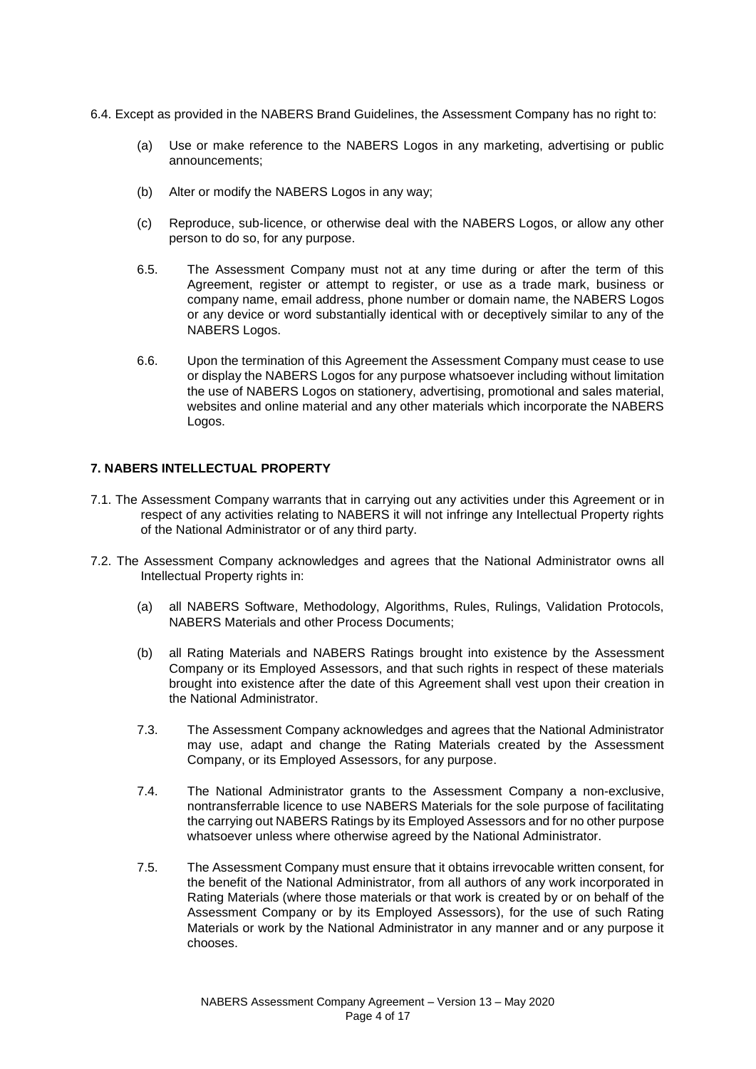6.4. Except as provided in the NABERS Brand Guidelines, the Assessment Company has no right to:

(a) Use or make reference to the NABERS Logos in any marketing, advertising or public announcements;

(b) Alter or modify the NABERS Logos in any way;

(c) Reproduce, sub-licence, or otherwise deal with the NABERS Logos, or allow any other person to do so, for any purpose.

6.5. The Assessment Company must not at any time during or after the term of this Agreement, register or attempt to register, or use as a trade mark, business or company name, email address, phone number or domain name, the NABERS Logos or any device or word substantially identical with or deceptively similar to any of the NABERS Logos.

6.6. Upon the termination of this Agreement the Assessment Company must cease to use or display the NABERS Logos for any purpose whatsoever including without limitation the use of NABERS Logos on stationery, advertising, promotional and sales material, websites and online material and any other materials which incorporate the NABERS Logos.

## 7. NABERS INTELLECTUAL PROPERTY

7.1. The Assessment Company warrants that in carrying out any activities under this Agreement or in respect of any activities relating to NABERS it will not infringe any Intellectual Property rights of the National Administrator or of any third party.

7.2. The Assessment Company acknowledges and agrees that the National Administrator owns all Intellectual Property rights in:

(a) all NABERS Software, Methodology, Algorithms, Rules, Rulings, Validation Protocols, NABERS Materials and other Process Documents;

(b) all Rating Materials and NABERS Ratings brought into existence by the Assessment Company or its Employed Assessors, and that such rights in respect of these materials brought into existence after the date of this Agreement shall vest upon their creation in the National Administrator.

7.3. The Assessment Company acknowledges and agrees that the National Administrator may use, adapt and change the Rating Materials created by the Assessment Company, or its Employed Assessors, for any purpose.

7.4. The National Administrator grants to the Assessment Company a non-exclusive, nontransferrable licence to use NABERS Materials for the sole purpose of facilitating the carrying out NABERS Ratings by its Employed Assessors and for no other purpose whatsoever unless where otherwise agreed by the National Administrator.

7.5. The Assessment Company must ensure that it obtains irrevocable written consent, for the benefit of the National Administrator, from all authors of any work incorporated in Rating Materials (where those materials or that work is created by or on behalf of the Assessment Company or by its Employed Assessors), for the use of such Rating Materials or work by the National Administrator in any manner and or any purpose it chooses.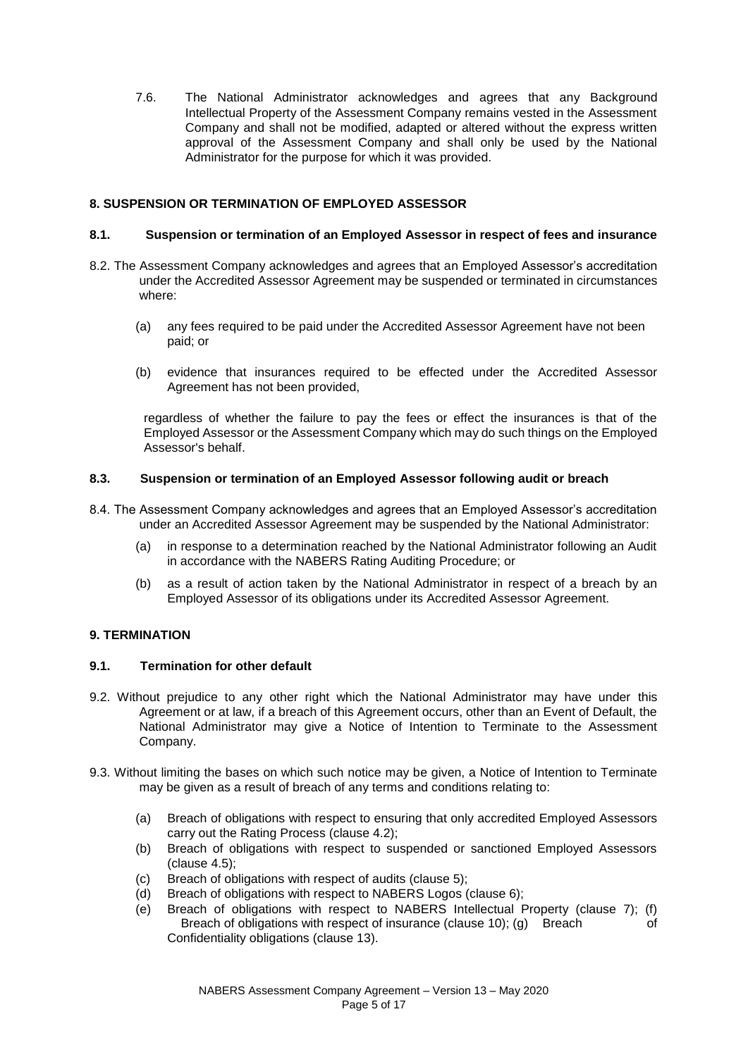7.6. The National Administrator acknowledges and agrees that any Background Intellectual Property of the Assessment Company remains vested in the Assessment Company and shall not be modified, adapted or altered without the express written approval of the Assessment Company and shall only be used by the National Administrator for the purpose for which it was provided.

## 8. SUSPENSION OR TERMINATION OF EMPLOYED ASSESSOR

### 8.1. Suspension or termination of an Employed Assessor in respect of fees and insurance

8.2. The Assessment Company acknowledges and agrees that an Employed Assessor's accreditation under the Accredited Assessor Agreement may be suspended or terminated in circumstances where:

(a) any fees required to be paid under the Accredited Assessor Agreement have not been paid; or

(b) evidence that insurances required to be effected under the Accredited Assessor Agreement has not been provided,

regardless of whether the failure to pay the fees or effect the insurances is that of the Employed Assessor or the Assessment Company which may do such things on the Employed Assessor's behalf.

### 8.3. Suspension or termination of an Employed Assessor following audit or breach

8.4. The Assessment Company acknowledges and agrees that an Employed Assessor's accreditation under an Accredited Assessor Agreement may be suspended by the National Administrator:

(a) in response to a determination reached by the National Administrator following an Audit in accordance with the NABERS Rating Auditing Procedure; or

(b) as a result of action taken by the National Administrator in respect of a breach by an Employed Assessor of its obligations under its Accredited Assessor Agreement.

## 9. TERMINATION

### 9.1. Termination for other default

9.2. Without prejudice to any other right which the National Administrator may have under this Agreement or at law, if a breach of this Agreement occurs, other than an Event of Default, the National Administrator may give a Notice of Intention to Terminate to the Assessment Company.

9.3. Without limiting the bases on which such notice may be given, a Notice of Intention to Terminate may be given as a result of breach of any terms and conditions relating to:

(a) Breach of obligations with respect to ensuring that only accredited Employed Assessors carry out the Rating Process (clause 4.2);
(b) Breach of obligations with respect to suspended or sanctioned Employed Assessors (clause 4.5);
(c) Breach of obligations with respect of audits (clause 5);
(d) Breach of obligations with respect to NABERS Logos (clause 6);
(e) Breach of obligations with respect to NABERS Intellectual Property (clause 7);
(f) Breach of obligations with respect of insurance (clause 10);
(g) Breach of Confidentiality obligations (clause 13).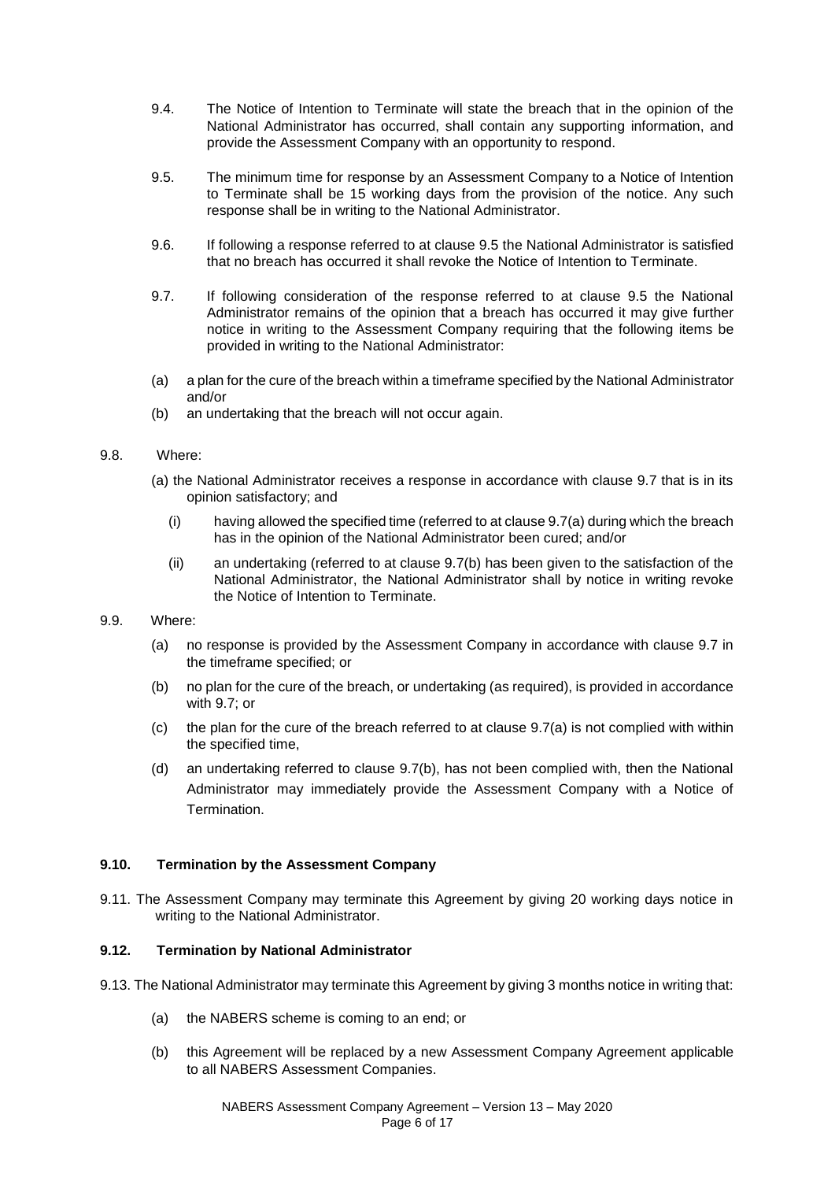9.4. The Notice of Intention to Terminate will state the breach that in the opinion of the National Administrator has occurred, shall contain any supporting information, and provide the Assessment Company with an opportunity to respond.

9.5. The minimum time for response by an Assessment Company to a Notice of Intention to Terminate shall be 15 working days from the provision of the notice. Any such response shall be in writing to the National Administrator.

9.6. If following a response referred to at clause 9.5 the National Administrator is satisfied that no breach has occurred it shall revoke the Notice of Intention to Terminate.

9.7. If following consideration of the response referred to at clause 9.5 the National Administrator remains of the opinion that a breach has occurred it may give further notice in writing to the Assessment Company requiring that the following items be provided in writing to the National Administrator:

(a) a plan for the cure of the breach within a timeframe specified by the National Administrator and/or

(b) an undertaking that the breach will not occur again.

9.8. Where:

(a) the National Administrator receives a response in accordance with clause 9.7 that is in its opinion satisfactory; and

(i) having allowed the specified time (referred to at clause 9.7(a) during which the breach has in the opinion of the National Administrator been cured; and/or

(ii) an undertaking (referred to at clause 9.7(b) has been given to the satisfaction of the National Administrator, the National Administrator shall by notice in writing revoke the Notice of Intention to Terminate.

9.9. Where:

(a) no response is provided by the Assessment Company in accordance with clause 9.7 in the timeframe specified; or

(b) no plan for the cure of the breach, or undertaking (as required), is provided in accordance with 9.7; or

(c) the plan for the cure of the breach referred to at clause 9.7(a) is not complied with within the specified time,

(d) an undertaking referred to clause 9.7(b), has not been complied with, then the National Administrator may immediately provide the Assessment Company with a Notice of Termination.

**9.10. Termination by the Assessment Company**

9.11. The Assessment Company may terminate this Agreement by giving 20 working days notice in writing to the National Administrator.

**9.12. Termination by National Administrator**

9.13. The National Administrator may terminate this Agreement by giving 3 months notice in writing that:

(a) the NABERS scheme is coming to an end; or

(b) this Agreement will be replaced by a new Assessment Company Agreement applicable to all NABERS Assessment Companies.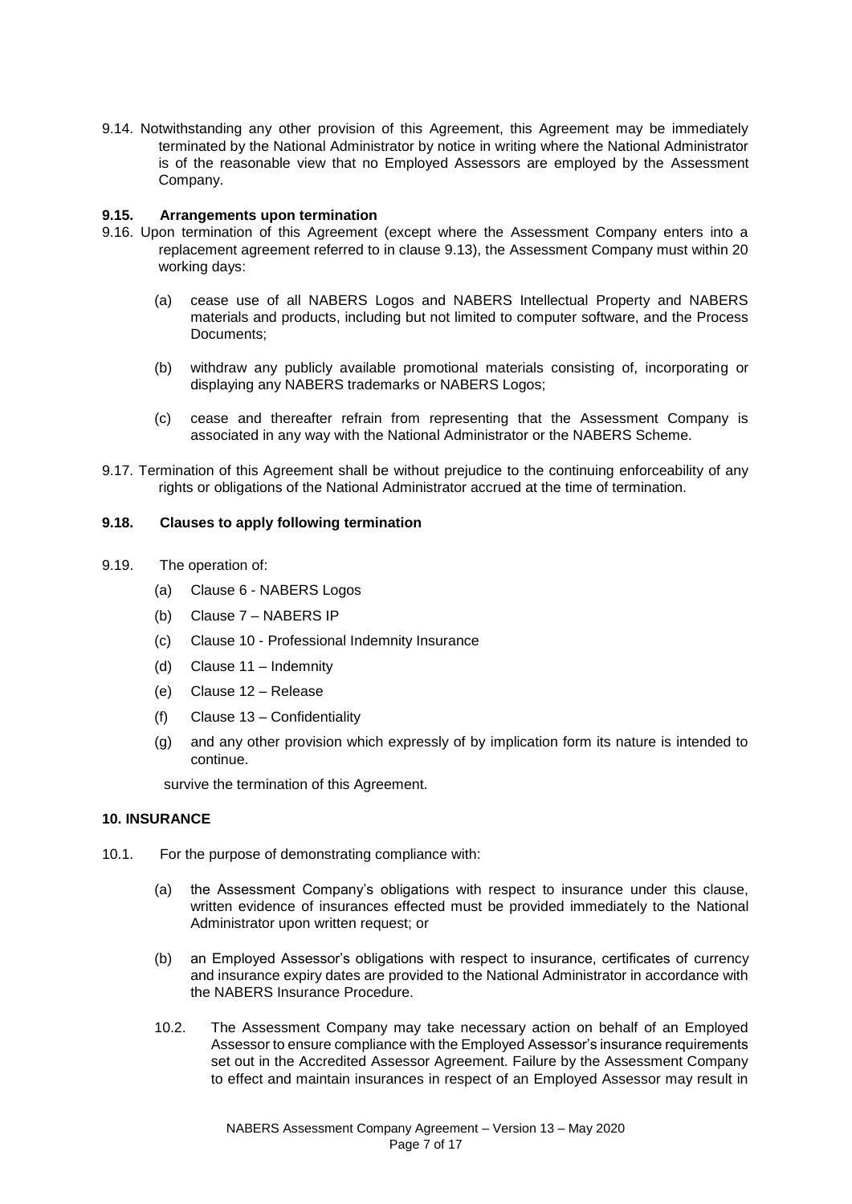9.14. Notwithstanding any other provision of this Agreement, this Agreement may be immediately terminated by the National Administrator by notice in writing where the National Administrator is of the reasonable view that no Employed Assessors are employed by the Assessment Company.

**9.15. Arrangements upon termination**

9.16. Upon termination of this Agreement (except where the Assessment Company enters into a replacement agreement referred to in clause 9.13), the Assessment Company must within 20 working days:

(a) cease use of all NABERS Logos and NABERS Intellectual Property and NABERS materials and products, including but not limited to computer software, and the Process Documents;

(b) withdraw any publicly available promotional materials consisting of, incorporating or displaying any NABERS trademarks or NABERS Logos;

(c) cease and thereafter refrain from representing that the Assessment Company is associated in any way with the National Administrator or the NABERS Scheme.

9.17. Termination of this Agreement shall be without prejudice to the continuing enforceability of any rights or obligations of the National Administrator accrued at the time of termination.

**9.18. Clauses to apply following termination**

9.19. The operation of:

(a) Clause 6 - NABERS Logos

(b) Clause 7 – NABERS IP

(c) Clause 10 - Professional Indemnity Insurance

(d) Clause 11 – Indemnity

(e) Clause 12 – Release

(f) Clause 13 – Confidentiality

(g) and any other provision which expressly of by implication form its nature is intended to continue.

survive the termination of this Agreement.

**10. INSURANCE**

10.1. For the purpose of demonstrating compliance with:

(a) the Assessment Company's obligations with respect to insurance under this clause, written evidence of insurances effected must be provided immediately to the National Administrator upon written request; or

(b) an Employed Assessor's obligations with respect to insurance, certificates of currency and insurance expiry dates are provided to the National Administrator in accordance with the NABERS Insurance Procedure.

10.2. The Assessment Company may take necessary action on behalf of an Employed Assessor to ensure compliance with the Employed Assessor's insurance requirements set out in the Accredited Assessor Agreement. Failure by the Assessment Company to effect and maintain insurances in respect of an Employed Assessor may result in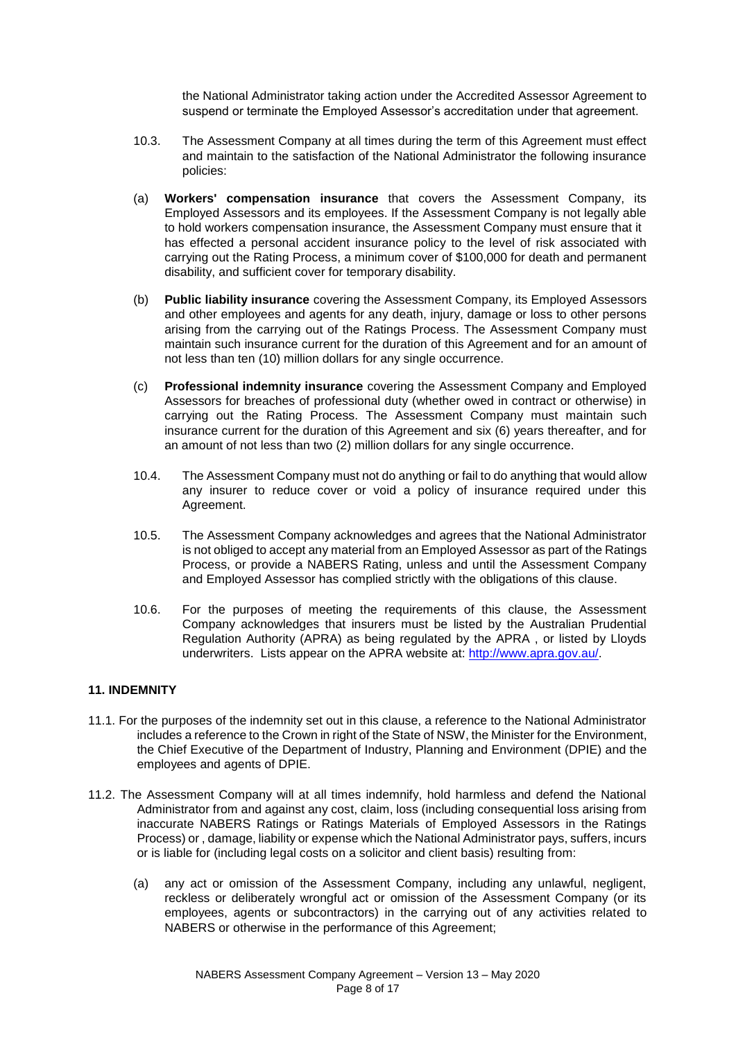the National Administrator taking action under the Accredited Assessor Agreement to suspend or terminate the Employed Assessor's accreditation under that agreement.

10.3. The Assessment Company at all times during the term of this Agreement must effect and maintain to the satisfaction of the National Administrator the following insurance policies:

(a) **Workers' compensation insurance** that covers the Assessment Company, its Employed Assessors and its employees. If the Assessment Company is not legally able to hold workers compensation insurance, the Assessment Company must ensure that it has effected a personal accident insurance policy to the level of risk associated with carrying out the Rating Process, a minimum cover of $100,000 for death and permanent disability, and sufficient cover for temporary disability.

(b) **Public liability insurance** covering the Assessment Company, its Employed Assessors and other employees and agents for any death, injury, damage or loss to other persons arising from the carrying out of the Ratings Process. The Assessment Company must maintain such insurance current for the duration of this Agreement and for an amount of not less than ten (10) million dollars for any single occurrence.

(c) **Professional indemnity insurance** covering the Assessment Company and Employed Assessors for breaches of professional duty (whether owed in contract or otherwise) in carrying out the Rating Process. The Assessment Company must maintain such insurance current for the duration of this Agreement and six (6) years thereafter, and for an amount of not less than two (2) million dollars for any single occurrence.

10.4. The Assessment Company must not do anything or fail to do anything that would allow any insurer to reduce cover or void a policy of insurance required under this Agreement.

10.5. The Assessment Company acknowledges and agrees that the National Administrator is not obliged to accept any material from an Employed Assessor as part of the Ratings Process, or provide a NABERS Rating, unless and until the Assessment Company and Employed Assessor has complied strictly with the obligations of this clause.

10.6. For the purposes of meeting the requirements of this clause, the Assessment Company acknowledges that insurers must be listed by the Australian Prudential Regulation Authority (APRA) as being regulated by the APRA , or listed by Lloyds underwriters. Lists appear on the APRA website at: http://www.apra.gov.au/.

## 11. INDEMNITY

11.1. For the purposes of the indemnity set out in this clause, a reference to the National Administrator includes a reference to the Crown in right of the State of NSW, the Minister for the Environment, the Chief Executive of the Department of Industry, Planning and Environment (DPIE) and the employees and agents of DPIE.

11.2. The Assessment Company will at all times indemnify, hold harmless and defend the National Administrator from and against any cost, claim, loss (including consequential loss arising from inaccurate NABERS Ratings or Ratings Materials of Employed Assessors in the Ratings Process) or , damage, liability or expense which the National Administrator pays, suffers, incurs or is liable for (including legal costs on a solicitor and client basis) resulting from:

(a) any act or omission of the Assessment Company, including any unlawful, negligent, reckless or deliberately wrongful act or omission of the Assessment Company (or its employees, agents or subcontractors) in the carrying out of any activities related to NABERS or otherwise in the performance of this Agreement;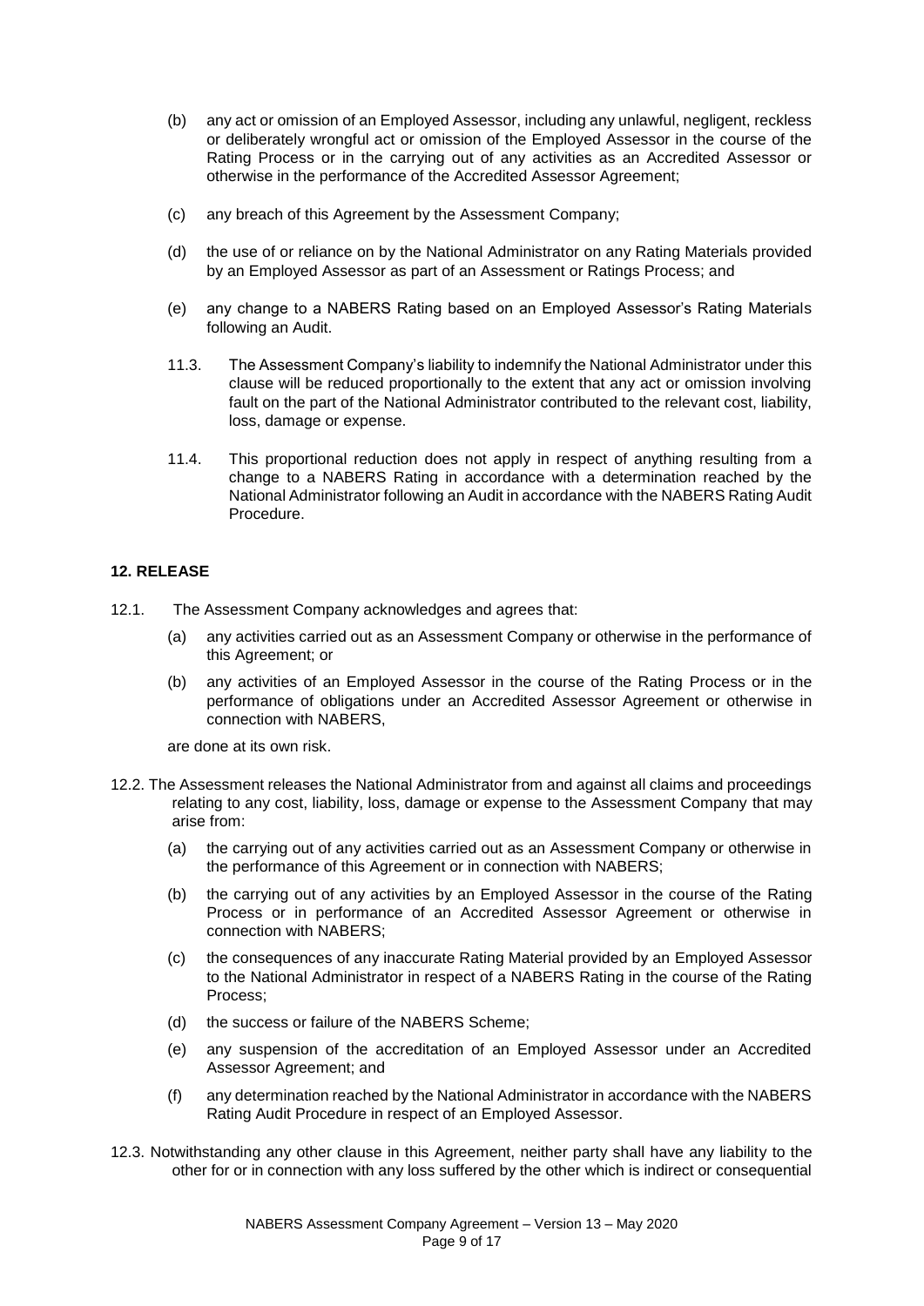(b) any act or omission of an Employed Assessor, including any unlawful, negligent, reckless or deliberately wrongful act or omission of the Employed Assessor in the course of the Rating Process or in the carrying out of any activities as an Accredited Assessor or otherwise in the performance of the Accredited Assessor Agreement;

(c) any breach of this Agreement by the Assessment Company;

(d) the use of or reliance on by the National Administrator on any Rating Materials provided by an Employed Assessor as part of an Assessment or Ratings Process; and

(e) any change to a NABERS Rating based on an Employed Assessor's Rating Materials following an Audit.

11.3. The Assessment Company's liability to indemnify the National Administrator under this clause will be reduced proportionally to the extent that any act or omission involving fault on the part of the National Administrator contributed to the relevant cost, liability, loss, damage or expense.

11.4. This proportional reduction does not apply in respect of anything resulting from a change to a NABERS Rating in accordance with a determination reached by the National Administrator following an Audit in accordance with the NABERS Rating Audit Procedure.

## 12. RELEASE

12.1. The Assessment Company acknowledges and agrees that:

(a) any activities carried out as an Assessment Company or otherwise in the performance of this Agreement; or

(b) any activities of an Employed Assessor in the course of the Rating Process or in the performance of obligations under an Accredited Assessor Agreement or otherwise in connection with NABERS,

are done at its own risk.

12.2. The Assessment releases the National Administrator from and against all claims and proceedings relating to any cost, liability, loss, damage or expense to the Assessment Company that may arise from:

(a) the carrying out of any activities carried out as an Assessment Company or otherwise in the performance of this Agreement or in connection with NABERS;

(b) the carrying out of any activities by an Employed Assessor in the course of the Rating Process or in performance of an Accredited Assessor Agreement or otherwise in connection with NABERS;

(c) the consequences of any inaccurate Rating Material provided by an Employed Assessor to the National Administrator in respect of a NABERS Rating in the course of the Rating Process;

(d) the success or failure of the NABERS Scheme;

(e) any suspension of the accreditation of an Employed Assessor under an Accredited Assessor Agreement; and

(f) any determination reached by the National Administrator in accordance with the NABERS Rating Audit Procedure in respect of an Employed Assessor.

12.3. Notwithstanding any other clause in this Agreement, neither party shall have any liability to the other for or in connection with any loss suffered by the other which is indirect or consequential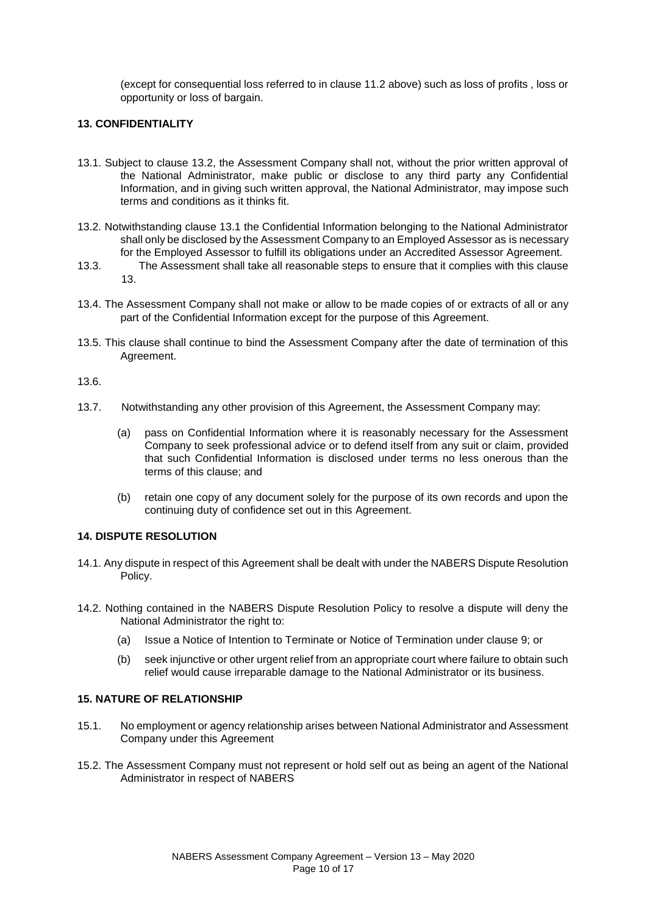(except for consequential loss referred to in clause 11.2 above) such as loss of profits , loss or opportunity or loss of bargain.

**13. CONFIDENTIALITY**

13.1. Subject to clause 13.2, the Assessment Company shall not, without the prior written approval of the National Administrator, make public or disclose to any third party any Confidential Information, and in giving such written approval, the National Administrator, may impose such terms and conditions as it thinks fit.

13.2. Notwithstanding clause 13.1 the Confidential Information belonging to the National Administrator shall only be disclosed by the Assessment Company to an Employed Assessor as is necessary for the Employed Assessor to fulfill its obligations under an Accredited Assessor Agreement.

13.3. The Assessment shall take all reasonable steps to ensure that it complies with this clause 13.

13.4. The Assessment Company shall not make or allow to be made copies of or extracts of all or any part of the Confidential Information except for the purpose of this Agreement.

13.5. This clause shall continue to bind the Assessment Company after the date of termination of this Agreement.

13.6.

13.7. Notwithstanding any other provision of this Agreement, the Assessment Company may:

(a) pass on Confidential Information where it is reasonably necessary for the Assessment Company to seek professional advice or to defend itself from any suit or claim, provided that such Confidential Information is disclosed under terms no less onerous than the terms of this clause; and

(b) retain one copy of any document solely for the purpose of its own records and upon the continuing duty of confidence set out in this Agreement.

**14. DISPUTE RESOLUTION**

14.1. Any dispute in respect of this Agreement shall be dealt with under the NABERS Dispute Resolution Policy.

14.2. Nothing contained in the NABERS Dispute Resolution Policy to resolve a dispute will deny the National Administrator the right to:

(a) Issue a Notice of Intention to Terminate or Notice of Termination under clause 9; or

(b) seek injunctive or other urgent relief from an appropriate court where failure to obtain such relief would cause irreparable damage to the National Administrator or its business.

**15. NATURE OF RELATIONSHIP**

15.1. No employment or agency relationship arises between National Administrator and Assessment Company under this Agreement

15.2. The Assessment Company must not represent or hold self out as being an agent of the National Administrator in respect of NABERS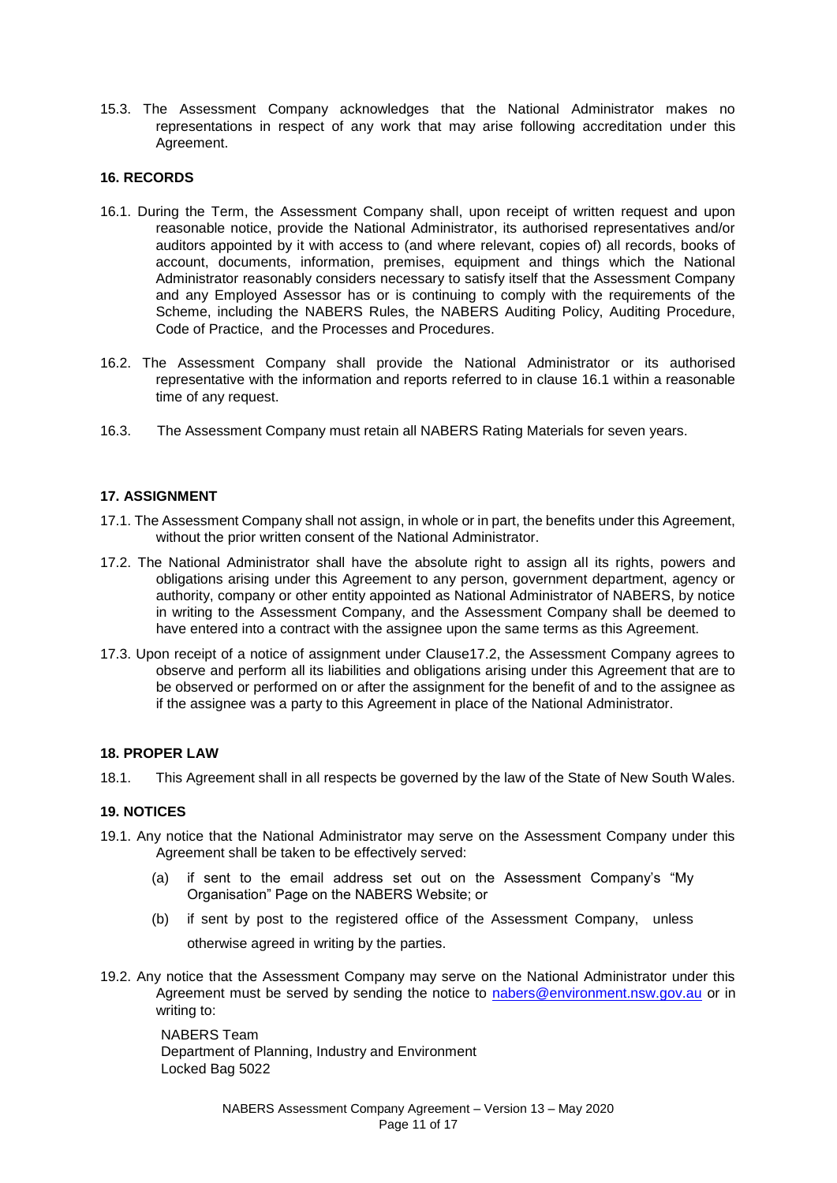15.3. The Assessment Company acknowledges that the National Administrator makes no representations in respect of any work that may arise following accreditation under this Agreement.

**16. RECORDS**

16.1. During the Term, the Assessment Company shall, upon receipt of written request and upon reasonable notice, provide the National Administrator, its authorised representatives and/or auditors appointed by it with access to (and where relevant, copies of) all records, books of account, documents, information, premises, equipment and things which the National Administrator reasonably considers necessary to satisfy itself that the Assessment Company and any Employed Assessor has or is continuing to comply with the requirements of the Scheme, including the NABERS Rules, the NABERS Auditing Policy, Auditing Procedure, Code of Practice, and the Processes and Procedures.

16.2. The Assessment Company shall provide the National Administrator or its authorised representative with the information and reports referred to in clause 16.1 within a reasonable time of any request.

16.3. The Assessment Company must retain all NABERS Rating Materials for seven years.

**17. ASSIGNMENT**

17.1. The Assessment Company shall not assign, in whole or in part, the benefits under this Agreement, without the prior written consent of the National Administrator.

17.2. The National Administrator shall have the absolute right to assign all its rights, powers and obligations arising under this Agreement to any person, government department, agency or authority, company or other entity appointed as National Administrator of NABERS, by notice in writing to the Assessment Company, and the Assessment Company shall be deemed to have entered into a contract with the assignee upon the same terms as this Agreement.

17.3. Upon receipt of a notice of assignment under Clause17.2, the Assessment Company agrees to observe and perform all its liabilities and obligations arising under this Agreement that are to be observed or performed on or after the assignment for the benefit of and to the assignee as if the assignee was a party to this Agreement in place of the National Administrator.

**18. PROPER LAW**

18.1. This Agreement shall in all respects be governed by the law of the State of New South Wales.

**19. NOTICES**

19.1. Any notice that the National Administrator may serve on the Assessment Company under this Agreement shall be taken to be effectively served:

(a) if sent to the email address set out on the Assessment Company's "My Organisation" Page on the NABERS Website; or

(b) if sent by post to the registered office of the Assessment Company, unless otherwise agreed in writing by the parties.

19.2. Any notice that the Assessment Company may serve on the National Administrator under this Agreement must be served by sending the notice to nabers@environment.nsw.gov.au or in writing to:

NABERS Team
Department of Planning, Industry and Environment
Locked Bag 5022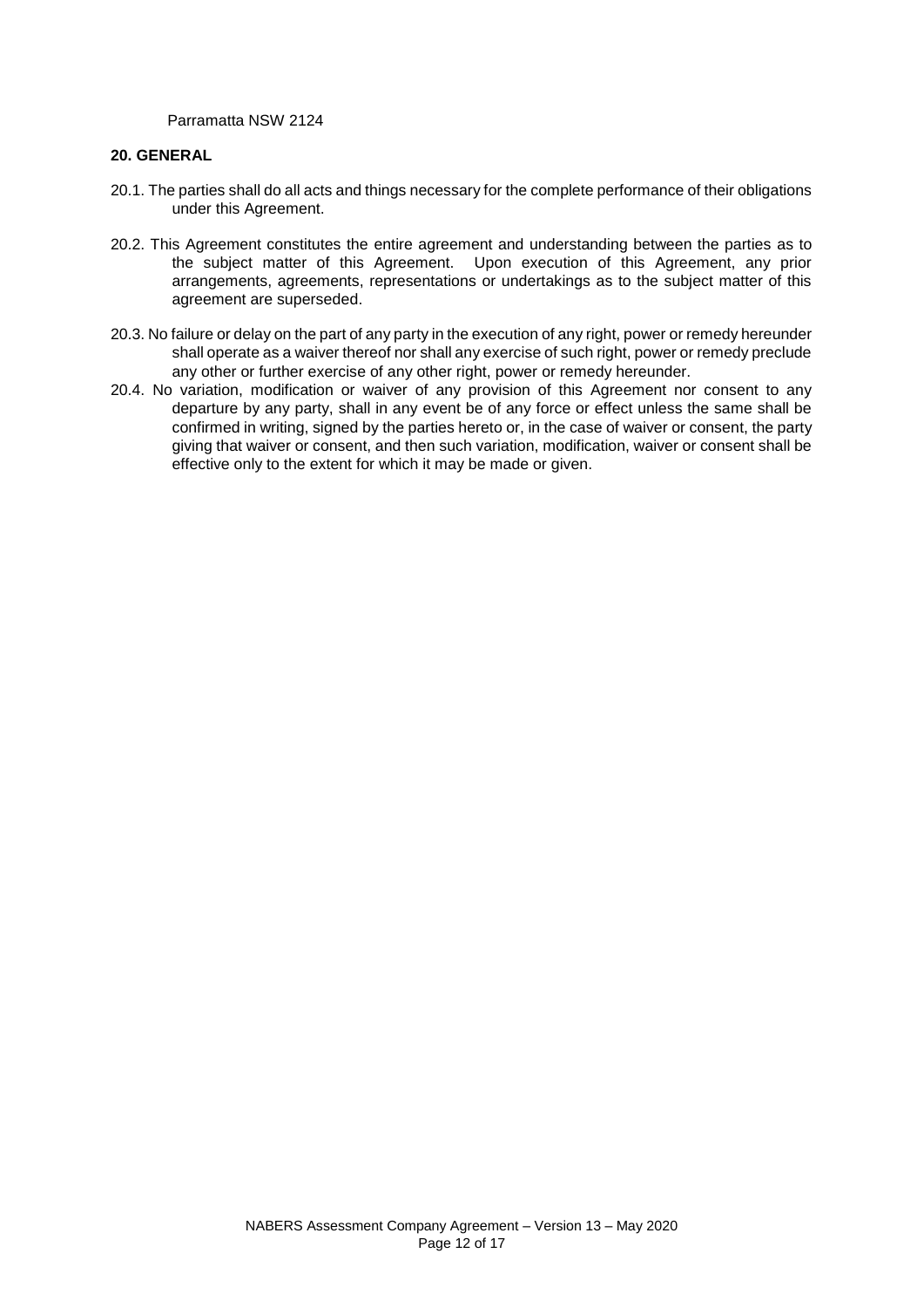Parramatta NSW 2124

**20. GENERAL**

20.1. The parties shall do all acts and things necessary for the complete performance of their obligations under this Agreement.

20.2. This Agreement constitutes the entire agreement and understanding between the parties as to the subject matter of this Agreement. Upon execution of this Agreement, any prior arrangements, agreements, representations or undertakings as to the subject matter of this agreement are superseded.

20.3. No failure or delay on the part of any party in the execution of any right, power or remedy hereunder shall operate as a waiver thereof nor shall any exercise of such right, power or remedy preclude any other or further exercise of any other right, power or remedy hereunder.

20.4. No variation, modification or waiver of any provision of this Agreement nor consent to any departure by any party, shall in any event be of any force or effect unless the same shall be confirmed in writing, signed by the parties hereto or, in the case of waiver or consent, the party giving that waiver or consent, and then such variation, modification, waiver or consent shall be effective only to the extent for which it may be made or given.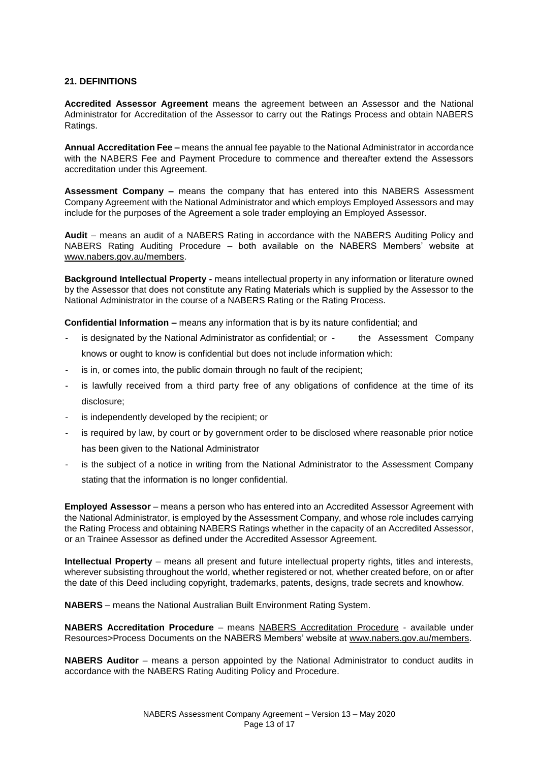## 21. DEFINITIONS

**Accredited Assessor Agreement** means the agreement between an Assessor and the National Administrator for Accreditation of the Assessor to carry out the Ratings Process and obtain NABERS Ratings.

**Annual Accreditation Fee –** means the annual fee payable to the National Administrator in accordance with the NABERS Fee and Payment Procedure to commence and thereafter extend the Assessors accreditation under this Agreement.

**Assessment Company –** means the company that has entered into this NABERS Assessment Company Agreement with the National Administrator and which employs Employed Assessors and may include for the purposes of the Agreement a sole trader employing an Employed Assessor.

**Audit** – means an audit of a NABERS Rating in accordance with the NABERS Auditing Policy and NABERS Rating Auditing Procedure – both available on the NABERS Members' website at www.nabers.gov.au/members.

**Background Intellectual Property -** means intellectual property in any information or literature owned by the Assessor that does not constitute any Rating Materials which is supplied by the Assessor to the National Administrator in the course of a NABERS Rating or the Rating Process.

**Confidential Information –** means any information that is by its nature confidential; and

- is designated by the National Administrator as confidential; or - the Assessment Company knows or ought to know is confidential but does not include information which:
- is in, or comes into, the public domain through no fault of the recipient;
- is lawfully received from a third party free of any obligations of confidence at the time of its disclosure;
- is independently developed by the recipient; or
- is required by law, by court or by government order to be disclosed where reasonable prior notice has been given to the National Administrator
- is the subject of a notice in writing from the National Administrator to the Assessment Company stating that the information is no longer confidential.

**Employed Assessor** – means a person who has entered into an Accredited Assessor Agreement with the National Administrator, is employed by the Assessment Company, and whose role includes carrying the Rating Process and obtaining NABERS Ratings whether in the capacity of an Accredited Assessor, or an Trainee Assessor as defined under the Accredited Assessor Agreement.

**Intellectual Property** – means all present and future intellectual property rights, titles and interests, wherever subsisting throughout the world, whether registered or not, whether created before, on or after the date of this Deed including copyright, trademarks, patents, designs, trade secrets and knowhow.

**NABERS** – means the National Australian Built Environment Rating System.

**NABERS Accreditation Procedure** – means NABERS Accreditation Procedure - available under Resources>Process Documents on the NABERS Members' website at www.nabers.gov.au/members.

**NABERS Auditor** – means a person appointed by the National Administrator to conduct audits in accordance with the NABERS Rating Auditing Policy and Procedure.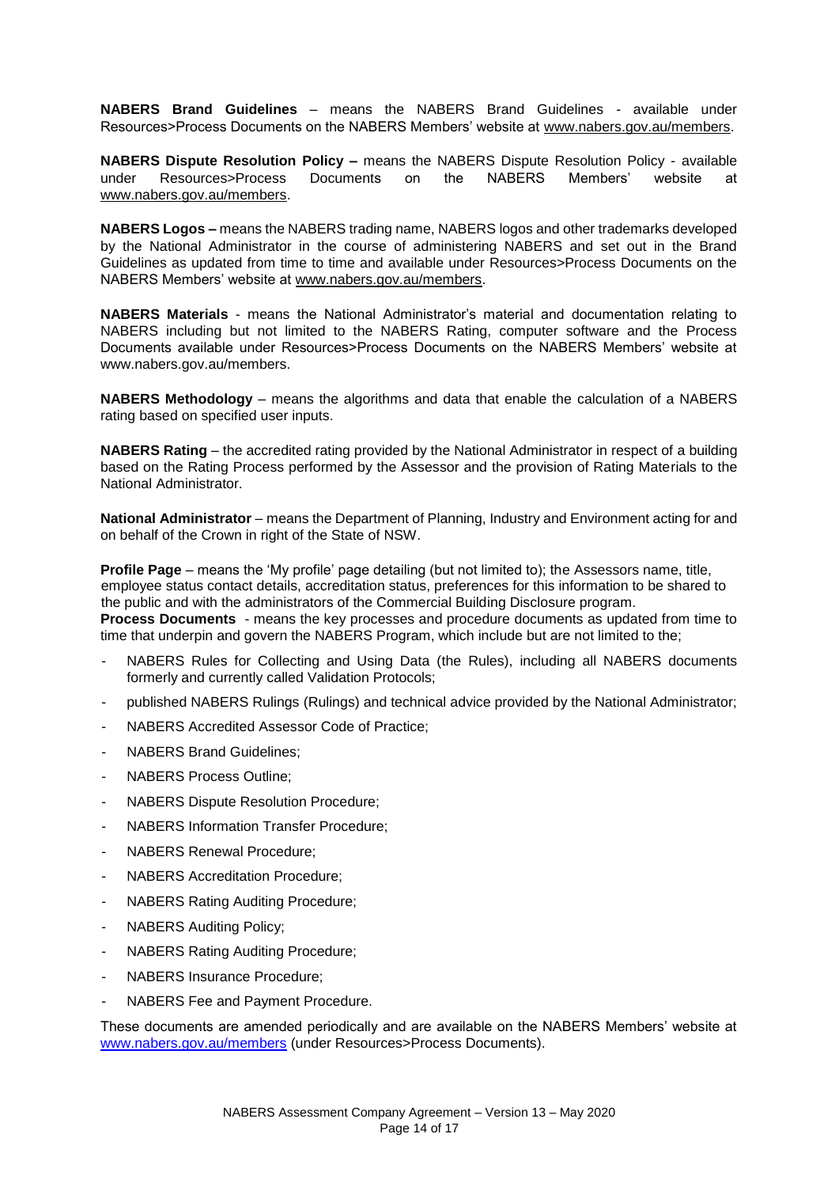**NABERS Brand Guidelines** – means the NABERS Brand Guidelines - available under Resources>Process Documents on the NABERS Members' website at www.nabers.gov.au/members.

**NABERS Dispute Resolution Policy –** means the NABERS Dispute Resolution Policy - available under Resources>Process Documents on the NABERS Members' website at www.nabers.gov.au/members.

**NABERS Logos –** means the NABERS trading name, NABERS logos and other trademarks developed by the National Administrator in the course of administering NABERS and set out in the Brand Guidelines as updated from time to time and available under Resources>Process Documents on the NABERS Members' website at www.nabers.gov.au/members.

**NABERS Materials** - means the National Administrator's material and documentation relating to NABERS including but not limited to the NABERS Rating, computer software and the Process Documents available under Resources>Process Documents on the NABERS Members' website at www.nabers.gov.au/members.

**NABERS Methodology** – means the algorithms and data that enable the calculation of a NABERS rating based on specified user inputs.

**NABERS Rating** – the accredited rating provided by the National Administrator in respect of a building based on the Rating Process performed by the Assessor and the provision of Rating Materials to the National Administrator.

**National Administrator** – means the Department of Planning, Industry and Environment acting for and on behalf of the Crown in right of the State of NSW.

**Profile Page** – means the 'My profile' page detailing (but not limited to); the Assessors name, title, employee status contact details, accreditation status, preferences for this information to be shared to the public and with the administrators of the Commercial Building Disclosure program.

**Process Documents** - means the key processes and procedure documents as updated from time to time that underpin and govern the NABERS Program, which include but are not limited to the;

- NABERS Rules for Collecting and Using Data (the Rules), including all NABERS documents formerly and currently called Validation Protocols;
- published NABERS Rulings (Rulings) and technical advice provided by the National Administrator;
- NABERS Accredited Assessor Code of Practice;
- NABERS Brand Guidelines;
- NABERS Process Outline;
- NABERS Dispute Resolution Procedure;
- NABERS Information Transfer Procedure;
- NABERS Renewal Procedure;
- NABERS Accreditation Procedure;
- NABERS Rating Auditing Procedure;
- NABERS Auditing Policy;
- NABERS Rating Auditing Procedure;
- NABERS Insurance Procedure;
- NABERS Fee and Payment Procedure.

These documents are amended periodically and are available on the NABERS Members' website at www.nabers.gov.au/members (under Resources>Process Documents).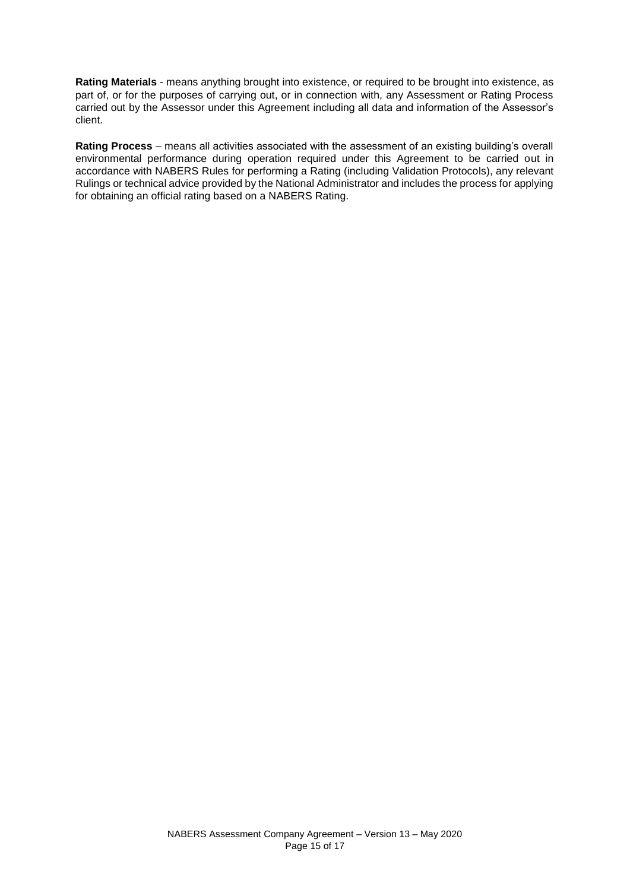**Rating Materials** - means anything brought into existence, or required to be brought into existence, as part of, or for the purposes of carrying out, or in connection with, any Assessment or Rating Process carried out by the Assessor under this Agreement including all data and information of the Assessor's client.

**Rating Process** – means all activities associated with the assessment of an existing building's overall environmental performance during operation required under this Agreement to be carried out in accordance with NABERS Rules for performing a Rating (including Validation Protocols), any relevant Rulings or technical advice provided by the National Administrator and includes the process for applying for obtaining an official rating based on a NABERS Rating.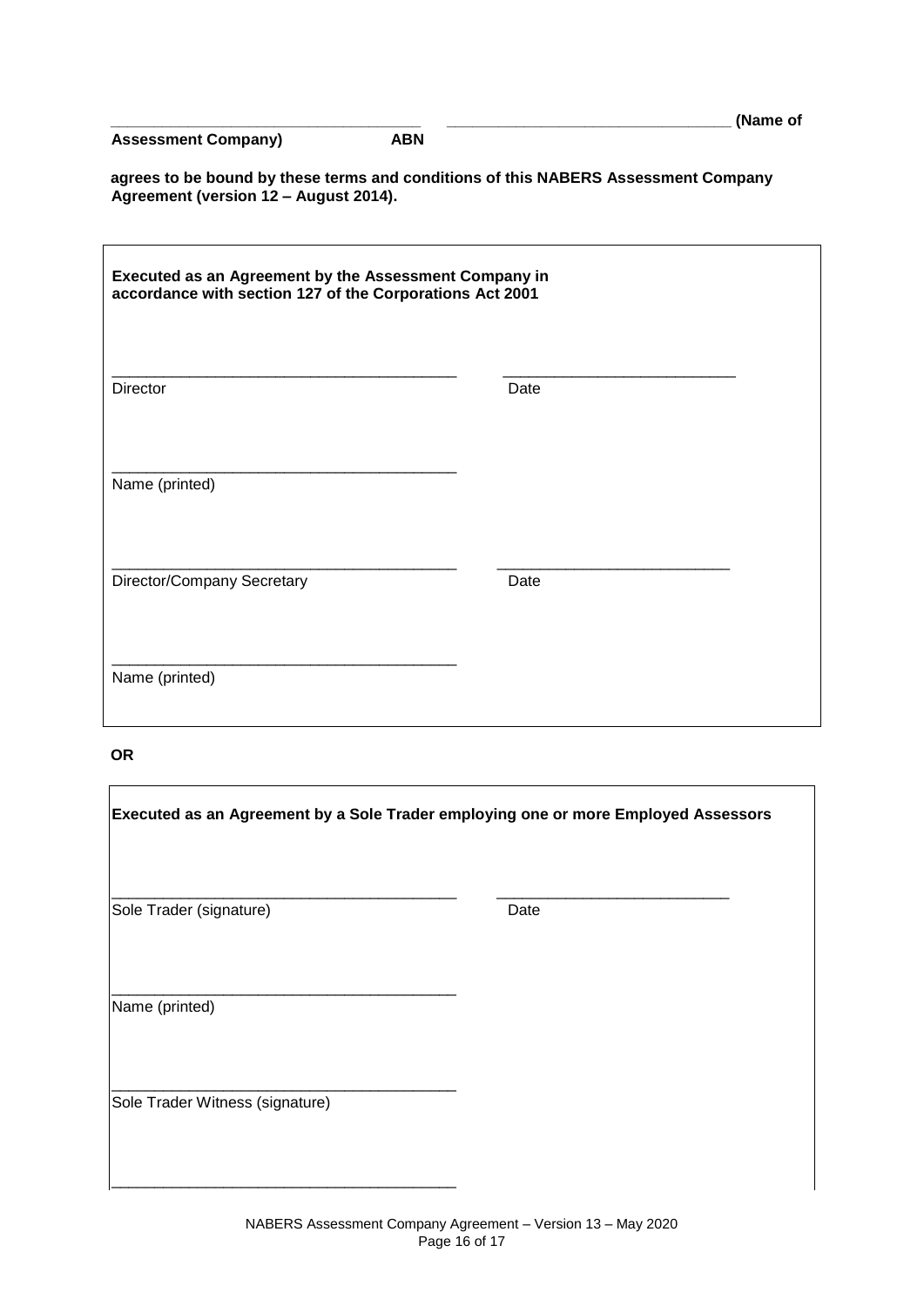\_\_\_\_\_\_\_\_\_\_\_\_\_\_\_\_\_\_\_\_\_\_\_\_\_\_\_\_\_\_\_\_\_\_\_ \_\_\_\_\_\_\_\_\_\_\_\_\_\_\_\_\_\_\_\_\_\_\_\_\_\_\_\_\_\_\_\_\_ **(Name of Assessment Company) ABN**

**agrees to be bound by these terms and conditions of this NABERS Assessment Company Agreement (version 12 – August 2014).**

**Executed as an Agreement by the Assessment Company in accordance with section 127 of the Corporations Act 2001**

\_\_\_\_\_\_\_\_\_\_\_\_\_\_\_\_\_\_\_\_\_\_\_\_\_\_\_\_\_\_\_\_\_\_\_\_\_\_\_\_ \_\_\_\_\_\_\_\_\_\_\_\_\_\_\_\_\_\_\_\_\_\_\_\_\_\_\_

Director Date

\_\_\_\_\_\_\_\_\_\_\_\_\_\_\_\_\_\_\_\_\_\_\_\_\_\_\_\_\_\_\_\_\_\_\_\_\_\_\_\_

Name (printed)

\_\_\_\_\_\_\_\_\_\_\_\_\_\_\_\_\_\_\_\_\_\_\_\_\_\_\_\_\_\_\_\_\_\_\_\_\_\_\_\_ \_\_\_\_\_\_\_\_\_\_\_\_\_\_\_\_\_\_\_\_\_\_\_\_\_\_\_

Director/Company Secretary Date

\_\_\_\_\_\_\_\_\_\_\_\_\_\_\_\_\_\_\_\_\_\_\_\_\_\_\_\_\_\_\_\_\_\_\_\_\_\_\_\_

Name (printed)

**OR**

**Executed as an Agreement by a Sole Trader employing one or more Employed Assessors**

\_\_\_\_\_\_\_\_\_\_\_\_\_\_\_\_\_\_\_\_\_\_\_\_\_\_\_\_\_\_\_\_\_\_\_\_\_\_\_\_ \_\_\_\_\_\_\_\_\_\_\_\_\_\_\_\_\_\_\_\_\_\_\_\_\_\_\_

Sole Trader (signature) Date

\_\_\_\_\_\_\_\_\_\_\_\_\_\_\_\_\_\_\_\_\_\_\_\_\_\_\_\_\_\_\_\_\_\_\_\_\_\_\_\_

Name (printed)

\_\_\_\_\_\_\_\_\_\_\_\_\_\_\_\_\_\_\_\_\_\_\_\_\_\_\_\_\_\_\_\_\_\_\_\_\_\_\_\_

Sole Trader Witness (signature)

\_\_\_\_\_\_\_\_\_\_\_\_\_\_\_\_\_\_\_\_\_\_\_\_\_\_\_\_\_\_\_\_\_\_\_\_\_\_\_\_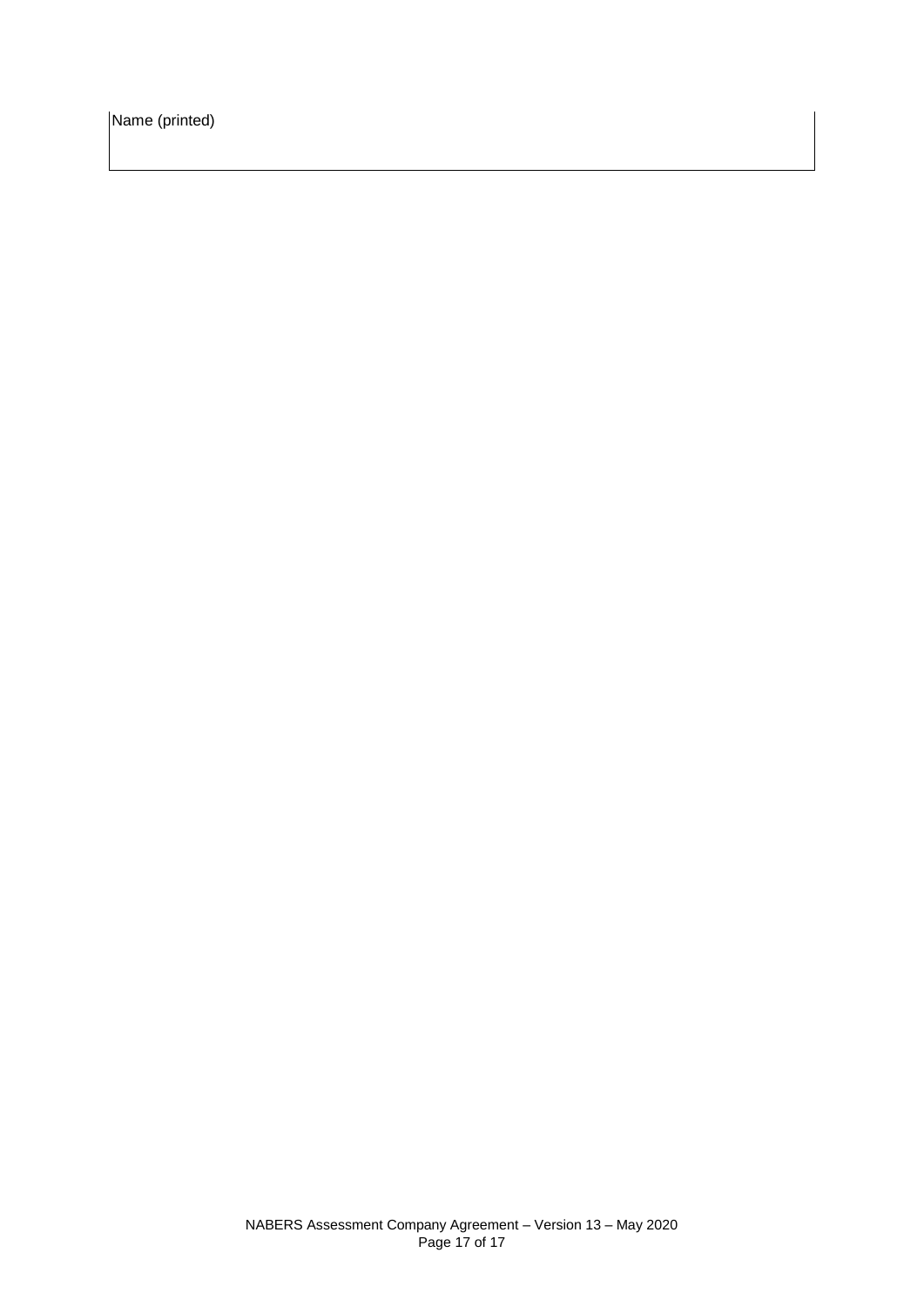| Name (printed) |
| --- |
| |